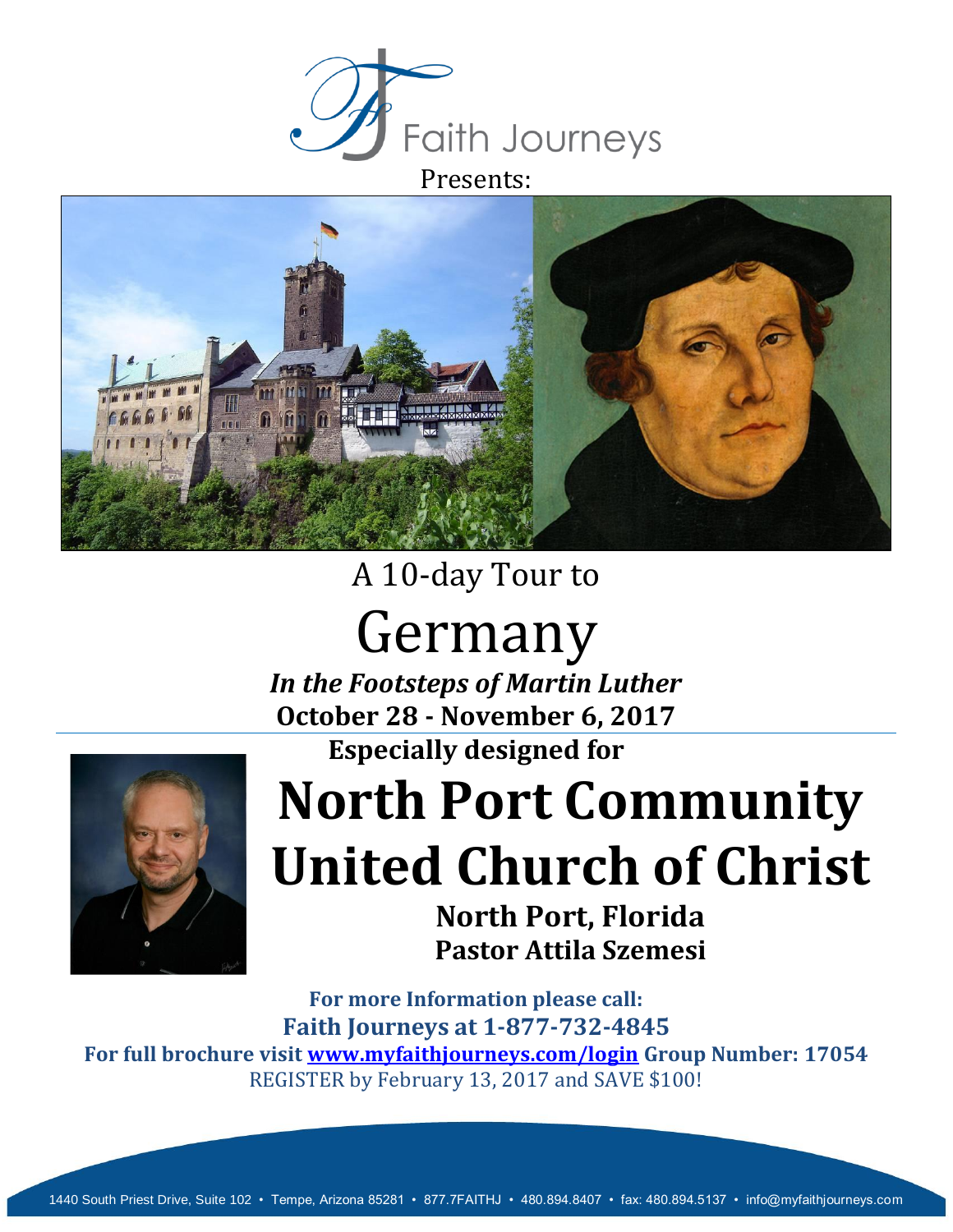Faith Journeys

Presents:

A 10-day Tour to

# Germany

***In the Footsteps of Martin Luther***

**October 28 - November 6, 2017**

**Especially designed for**

# North Port Community United Church of Christ

**North Port, Florida**

**Pastor Attila Szemesi**

**For more Information please call:**

**Faith Journeys at 1-877-732-4845**

**For full brochure visit [www.myfaithjourneys.com/login](www.myfaithjourneys.com/login) Group Number: 17054**

REGISTER by February 13, 2017 and SAVE $100!

1440 South Priest Drive, Suite 102 • Tempe, Arizona 85281 • 877.7FAITHJ • 480.894.8407 • fax: 480.894.5137 • info@myfaithjourneys.com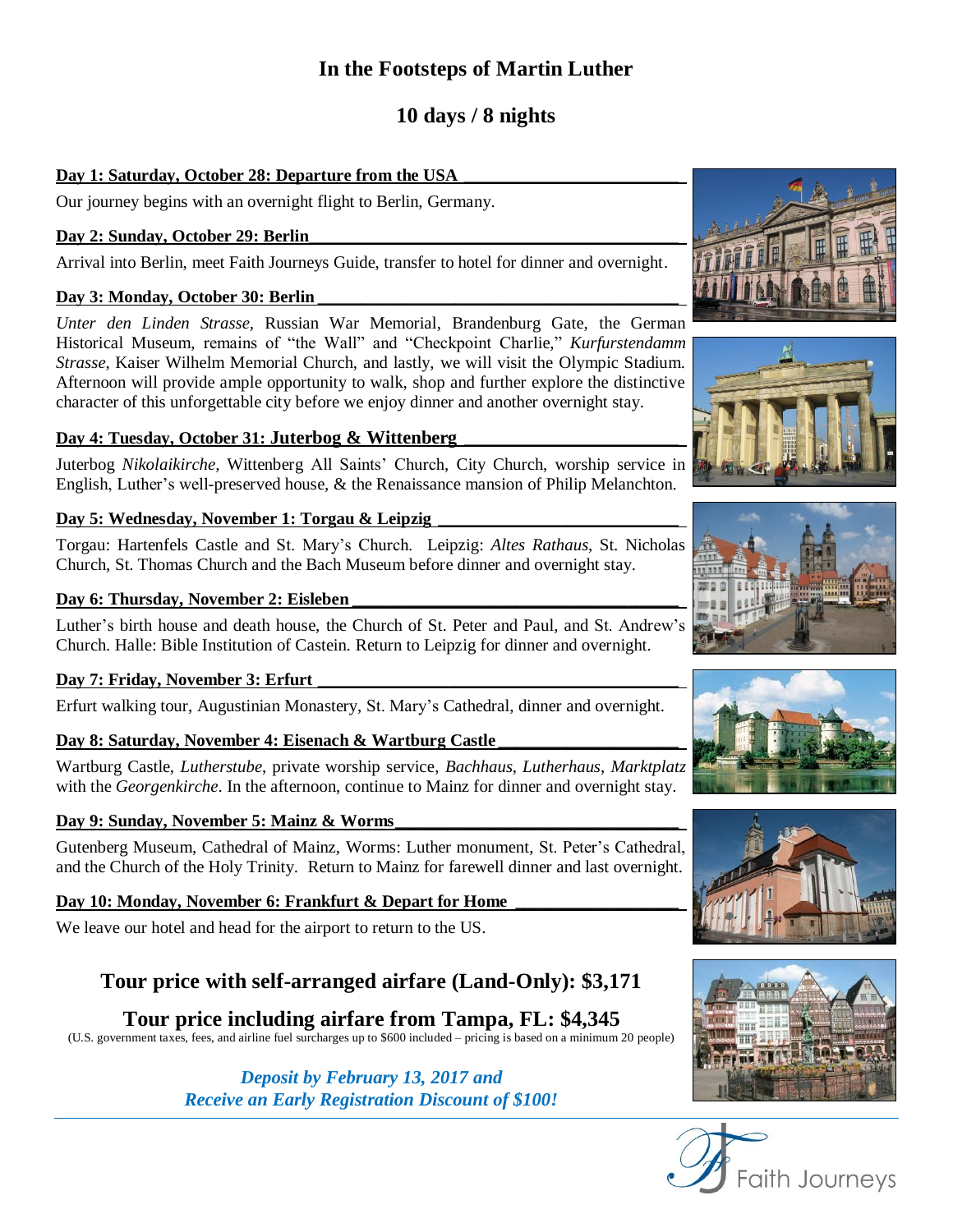# In the Footsteps of Martin Luther

## 10 days / 8 nights

**Day 1: Saturday, October 28: Departure from the USA**

Our journey begins with an overnight flight to Berlin, Germany.

**Day 2: Sunday, October 29: Berlin**

Arrival into Berlin, meet Faith Journeys Guide, transfer to hotel for dinner and overnight.

**Day 3: Monday, October 30: Berlin**

*Unter den Linden Strasse,* Russian War Memorial, Brandenburg Gate, the German Historical Museum, remains of "the Wall" and "Checkpoint Charlie," *Kurfurstendamm Strasse*, Kaiser Wilhelm Memorial Church, and lastly, we will visit the Olympic Stadium. Afternoon will provide ample opportunity to walk, shop and further explore the distinctive character of this unforgettable city before we enjoy dinner and another overnight stay.

**Day 4: Tuesday, October 31: Juterbog & Wittenberg**

Juterbog *Nikolaikirche*, Wittenberg All Saints' Church, City Church, worship service in English, Luther's well-preserved house, & the Renaissance mansion of Philip Melanchton.

**Day 5: Wednesday, November 1: Torgau & Leipzig**

Torgau: Hartenfels Castle and St. Mary's Church. Leipzig: *Altes Rathaus*, St. Nicholas Church, St. Thomas Church and the Bach Museum before dinner and overnight stay.

**Day 6: Thursday, November 2: Eisleben**

Luther's birth house and death house, the Church of St. Peter and Paul, and St. Andrew's Church. Halle: Bible Institution of Castein. Return to Leipzig for dinner and overnight.

**Day 7: Friday, November 3: Erfurt**

Erfurt walking tour, Augustinian Monastery, St. Mary's Cathedral, dinner and overnight.

**Day 8: Saturday, November 4: Eisenach & Wartburg Castle**

Wartburg Castle, *Lutherstube*, private worship service, *Bachhaus*, *Lutherhaus*, *Marktplatz* with the *Georgenkirche*. In the afternoon, continue to Mainz for dinner and overnight stay.

**Day 9: Sunday, November 5: Mainz & Worms**

Gutenberg Museum, Cathedral of Mainz, Worms: Luther monument, St. Peter's Cathedral, and the Church of the Holy Trinity. Return to Mainz for farewell dinner and last overnight.

**Day 10: Monday, November 6: Frankfurt & Depart for Home**

We leave our hotel and head for the airport to return to the US.

## Tour price with self-arranged airfare (Land-Only): $3,171

## Tour price including airfare from Tampa, FL: $4,345

(U.S. government taxes, fees, and airline fuel surcharges up to $600 included – pricing is based on a minimum 20 people)

***Deposit by February 13, 2017 and***
***Receive an Early Registration Discount of $100!***

Faith Journeys